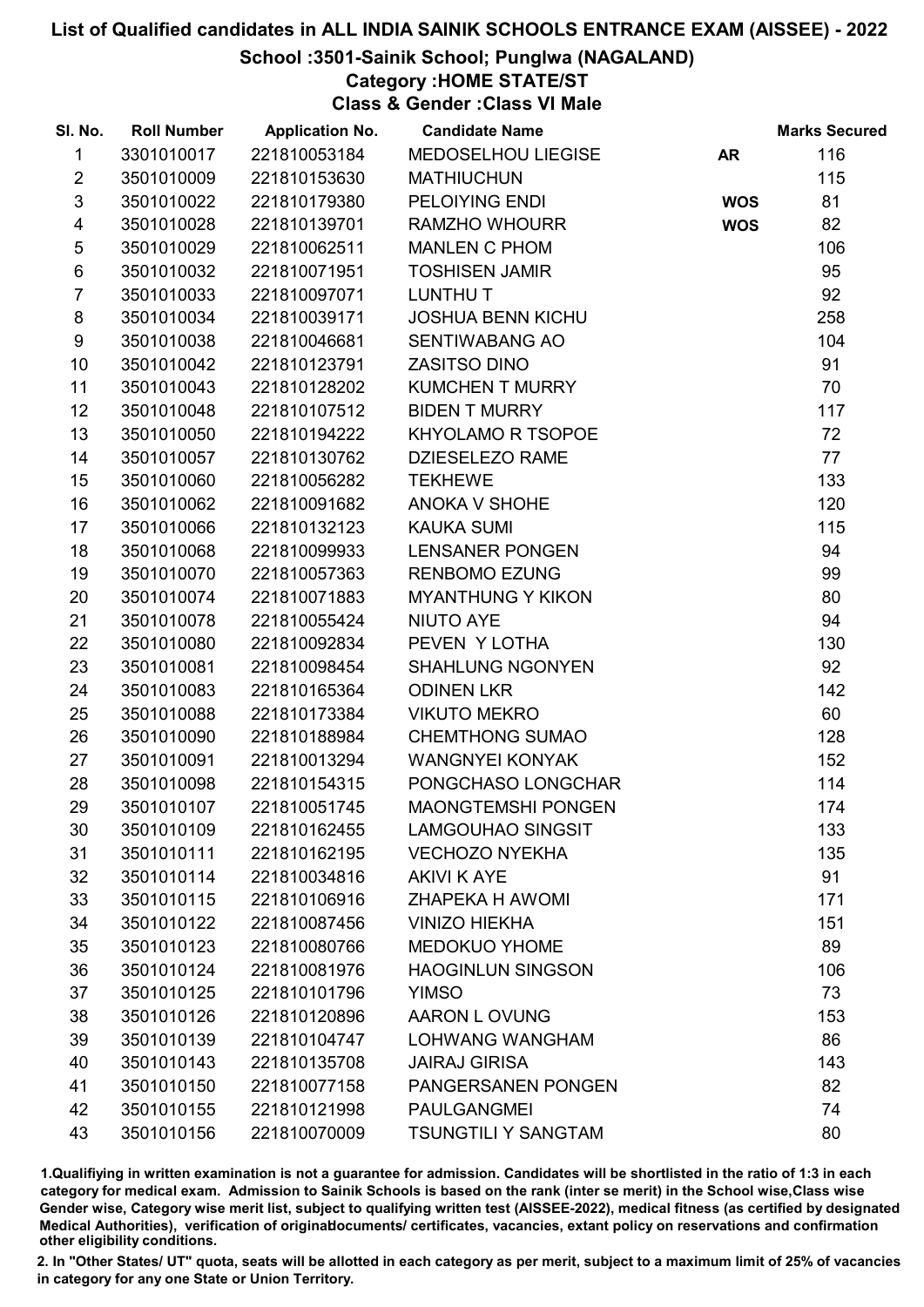# List of Qualified candidates in ALL INDIA SAINIK SCHOOLS ENTRANCE EXAM (AISSEE) - 2022

## School :3501-Sainik School; Punglwa (NAGALAND)

### Category :HOME STATE/ST

### Class & Gender :Class VI Male

| Sl. No. | Roll Number | Application No. | Candidate Name | | Marks Secured |
|---|---|---|---|---|---|
| 1 | 3301010017 | 221810053184 | MEDOSELHOU LIEGISE | AR | 116 |
| 2 | 3501010009 | 221810153630 | MATHIUCHUN | | 115 |
| 3 | 3501010022 | 221810179380 | PELOIYING ENDI | WOS | 81 |
| 4 | 3501010028 | 221810139701 | RAMZHO WHOURR | WOS | 82 |
| 5 | 3501010029 | 221810062511 | MANLEN C PHOM | | 106 |
| 6 | 3501010032 | 221810071951 | TOSHISEN JAMIR | | 95 |
| 7 | 3501010033 | 221810097071 | LUNTHU T | | 92 |
| 8 | 3501010034 | 221810039171 | JOSHUA BENN KICHU | | 258 |
| 9 | 3501010038 | 221810046681 | SENTIWABANG AO | | 104 |
| 10 | 3501010042 | 221810123791 | ZASITSO DINO | | 91 |
| 11 | 3501010043 | 221810128202 | KUMCHEN T MURRY | | 70 |
| 12 | 3501010048 | 221810107512 | BIDEN T MURRY | | 117 |
| 13 | 3501010050 | 221810194222 | KHYOLAMO R TSOPOE | | 72 |
| 14 | 3501010057 | 221810130762 | DZIESELEZO RAME | | 77 |
| 15 | 3501010060 | 221810056282 | TEKHEWE | | 133 |
| 16 | 3501010062 | 221810091682 | ANOKA V SHOHE | | 120 |
| 17 | 3501010066 | 221810132123 | KAUKA SUMI | | 115 |
| 18 | 3501010068 | 221810099933 | LENSANER PONGEN | | 94 |
| 19 | 3501010070 | 221810057363 | RENBOMO EZUNG | | 99 |
| 20 | 3501010074 | 221810071883 | MYANTHUNG Y KIKON | | 80 |
| 21 | 3501010078 | 221810055424 | NIUTO AYE | | 94 |
| 22 | 3501010080 | 221810092834 | PEVEN Y LOTHA | | 130 |
| 23 | 3501010081 | 221810098454 | SHAHLUNG NGONYEN | | 92 |
| 24 | 3501010083 | 221810165364 | ODINEN LKR | | 142 |
| 25 | 3501010088 | 221810173384 | VIKUTO MEKRO | | 60 |
| 26 | 3501010090 | 221810188984 | CHEMTHONG SUMAO | | 128 |
| 27 | 3501010091 | 221810013294 | WANGNYEI KONYAK | | 152 |
| 28 | 3501010098 | 221810154315 | PONGCHASO LONGCHAR | | 114 |
| 29 | 3501010107 | 221810051745 | MAONGTEMSHI PONGEN | | 174 |
| 30 | 3501010109 | 221810162455 | LAMGOUHAO SINGSIT | | 133 |
| 31 | 3501010111 | 221810162195 | VECHOZO NYEKHA | | 135 |
| 32 | 3501010114 | 221810034816 | AKIVI K AYE | | 91 |
| 33 | 3501010115 | 221810106916 | ZHAPEKA H AWOMI | | 171 |
| 34 | 3501010122 | 221810087456 | VINIZO HIEKHA | | 151 |
| 35 | 3501010123 | 221810080766 | MEDOKUO YHOME | | 89 |
| 36 | 3501010124 | 221810081976 | HAOGINLUN SINGSON | | 106 |
| 37 | 3501010125 | 221810101796 | YIMSO | | 73 |
| 38 | 3501010126 | 221810120896 | AARON L OVUNG | | 153 |
| 39 | 3501010139 | 221810104747 | LOHWANG WANGHAM | | 86 |
| 40 | 3501010143 | 221810135708 | JAIRAJ GIRISA | | 143 |
| 41 | 3501010150 | 221810077158 | PANGERSANEN PONGEN | | 82 |
| 42 | 3501010155 | 221810121998 | PAULGANGMEI | | 74 |
| 43 | 3501010156 | 221810070009 | TSUNGTILI Y SANGTAM | | 80 |

1.Qualifying in written examination is not a guarantee for admission. Candidates will be shortlisted in the ratio of 1:3 in each category for medical exam. Admission to Sainik Schools is based on the rank (inter se merit) in the School wise,Class wise Gender wise, Category wise merit list, subject to qualifying written test (AISSEE-2022), medical fitness (as certified by designated Medical Authorities), verification of originaldocuments/ certificates, vacancies, extant policy on reservations and confirmation other eligibility conditions.

2. In "Other States/ UT" quota, seats will be allotted in each category as per merit, subject to a maximum limit of 25% of vacancies in category for any one State or Union Territory.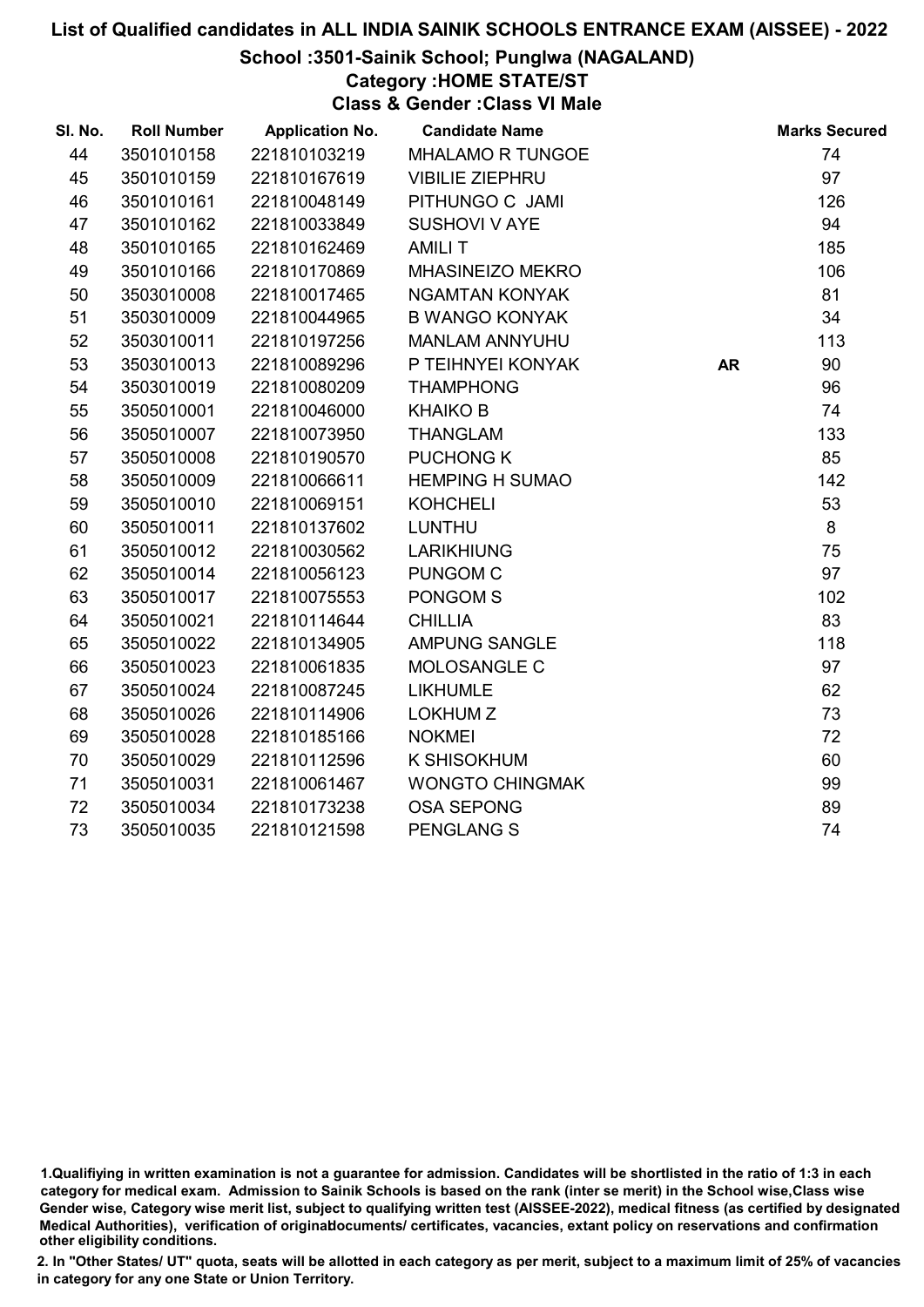# List of Qualified candidates in ALL INDIA SAINIK SCHOOLS ENTRANCE EXAM (AISSEE) - 2022

## School :3501-Sainik School; Punglwa (NAGALAND)

### Category :HOME STATE/ST

### Class & Gender :Class VI Male

| Sl. No. | Roll Number | Application No. | Candidate Name | | Marks Secured |
|---|---|---|---|---|---|
| 44 | 3501010158 | 221810103219 | MHALAMO R TUNGOE | | 74 |
| 45 | 3501010159 | 221810167619 | VIBILIE ZIEPHRU | | 97 |
| 46 | 3501010161 | 221810048149 | PITHUNGO C JAMI | | 126 |
| 47 | 3501010162 | 221810033849 | SUSHOVI V AYE | | 94 |
| 48 | 3501010165 | 221810162469 | AMILI T | | 185 |
| 49 | 3501010166 | 221810170869 | MHASINEIZO MEKRO | | 106 |
| 50 | 3503010008 | 221810017465 | NGAMTAN KONYAK | | 81 |
| 51 | 3503010009 | 221810044965 | B WANGO KONYAK | | 34 |
| 52 | 3503010011 | 221810197256 | MANLAM ANNYUHU | | 113 |
| 53 | 3503010013 | 221810089296 | P TEIHNYEI KONYAK | AR | 90 |
| 54 | 3503010019 | 221810080209 | THAMPHONG | | 96 |
| 55 | 3505010001 | 221810046000 | KHAIKO B | | 74 |
| 56 | 3505010007 | 221810073950 | THANGLAM | | 133 |
| 57 | 3505010008 | 221810190570 | PUCHONG K | | 85 |
| 58 | 3505010009 | 221810066611 | HEMPING H SUMAO | | 142 |
| 59 | 3505010010 | 221810069151 | KOHCHELI | | 53 |
| 60 | 3505010011 | 221810137602 | LUNTHU | | 8 |
| 61 | 3505010012 | 221810030562 | LARIKHIUNG | | 75 |
| 62 | 3505010014 | 221810056123 | PUNGOM C | | 97 |
| 63 | 3505010017 | 221810075553 | PONGOM S | | 102 |
| 64 | 3505010021 | 221810114644 | CHILLIA | | 83 |
| 65 | 3505010022 | 221810134905 | AMPUNG SANGLE | | 118 |
| 66 | 3505010023 | 221810061835 | MOLOSANGLE C | | 97 |
| 67 | 3505010024 | 221810087245 | LIKHUMLE | | 62 |
| 68 | 3505010026 | 221810114906 | LOKHUM Z | | 73 |
| 69 | 3505010028 | 221810185166 | NOKMEI | | 72 |
| 70 | 3505010029 | 221810112596 | K SHISOKHUM | | 60 |
| 71 | 3505010031 | 221810061467 | WONGTO CHINGMAK | | 99 |
| 72 | 3505010034 | 221810173238 | OSA SEPONG | | 89 |
| 73 | 3505010035 | 221810121598 | PENGLANG S | | 74 |

1.Qualifiying in written examination is not a guarantee for admission. Candidates will be shortlisted in the ratio of 1:3 in each category for medical exam. Admission to Sainik Schools is based on the rank (inter se merit) in the School wise,Class wise Gender wise, Category wise merit list, subject to qualifying written test (AISSEE-2022), medical fitness (as certified by designated Medical Authorities), verification of originaldocuments/ certificates, vacancies, extant policy on reservations and confirmation other eligibility conditions.

2. In "Other States/ UT" quota, seats will be allotted in each category as per merit, subject to a maximum limit of 25% of vacancies in category for any one State or Union Territory.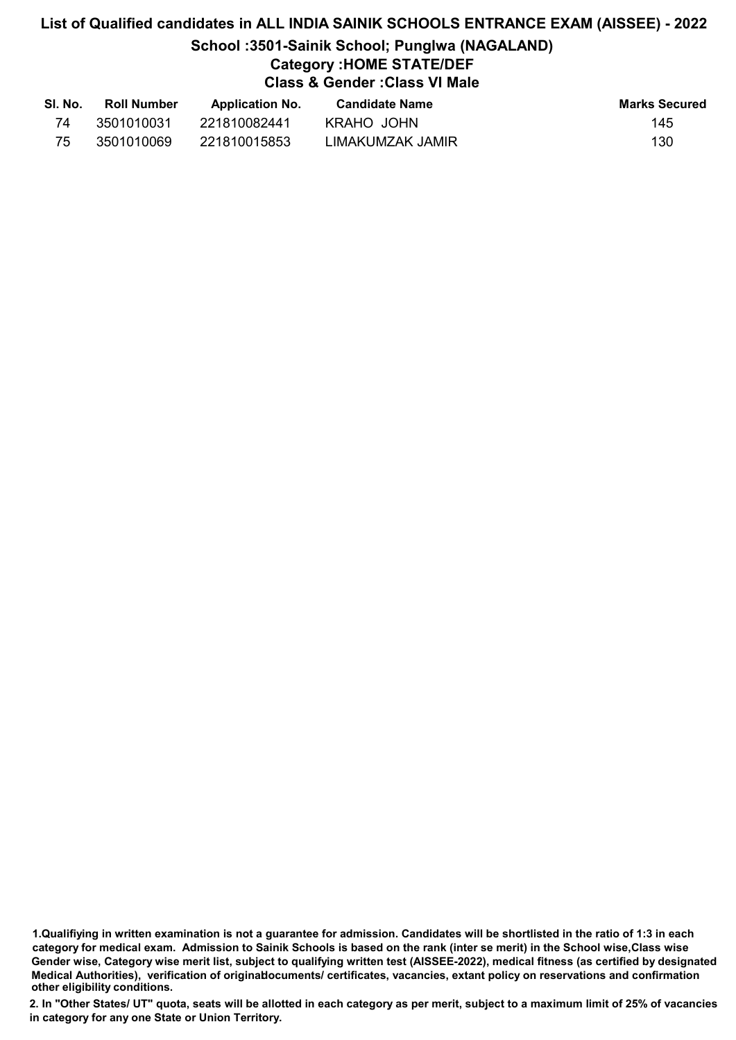# List of Qualified candidates in ALL INDIA SAINIK SCHOOLS ENTRANCE EXAM (AISSEE) - 2022

## School :3501-Sainik School; Punglwa (NAGALAND)

### Category :HOME STATE/DEF

### Class & Gender :Class VI Male

| Sl. No. | Roll Number | Application No. | Candidate Name | Marks Secured |
|---|---|---|---|---|
| 74 | 3501010031 | 221810082441 | KRAHO JOHN | 145 |
| 75 | 3501010069 | 221810015853 | LIMAKUMZAK JAMIR | 130 |

**1.Qualifiying in written examination is not a guarantee for admission. Candidates will be shortlisted in the ratio of 1:3 in each category for medical exam. Admission to Sainik Schools is based on the rank (inter se merit) in the School wise,Class wise Gender wise, Category wise merit list, subject to qualifying written test (AISSEE-2022), medical fitness (as certified by designated Medical Authorities), verification of originaldocuments/ certificates, vacancies, extant policy on reservations and confirmation other eligibility conditions.**

**2. In "Other States/ UT" quota, seats will be allotted in each category as per merit, subject to a maximum limit of 25% of vacancies in category for any one State or Union Territory.**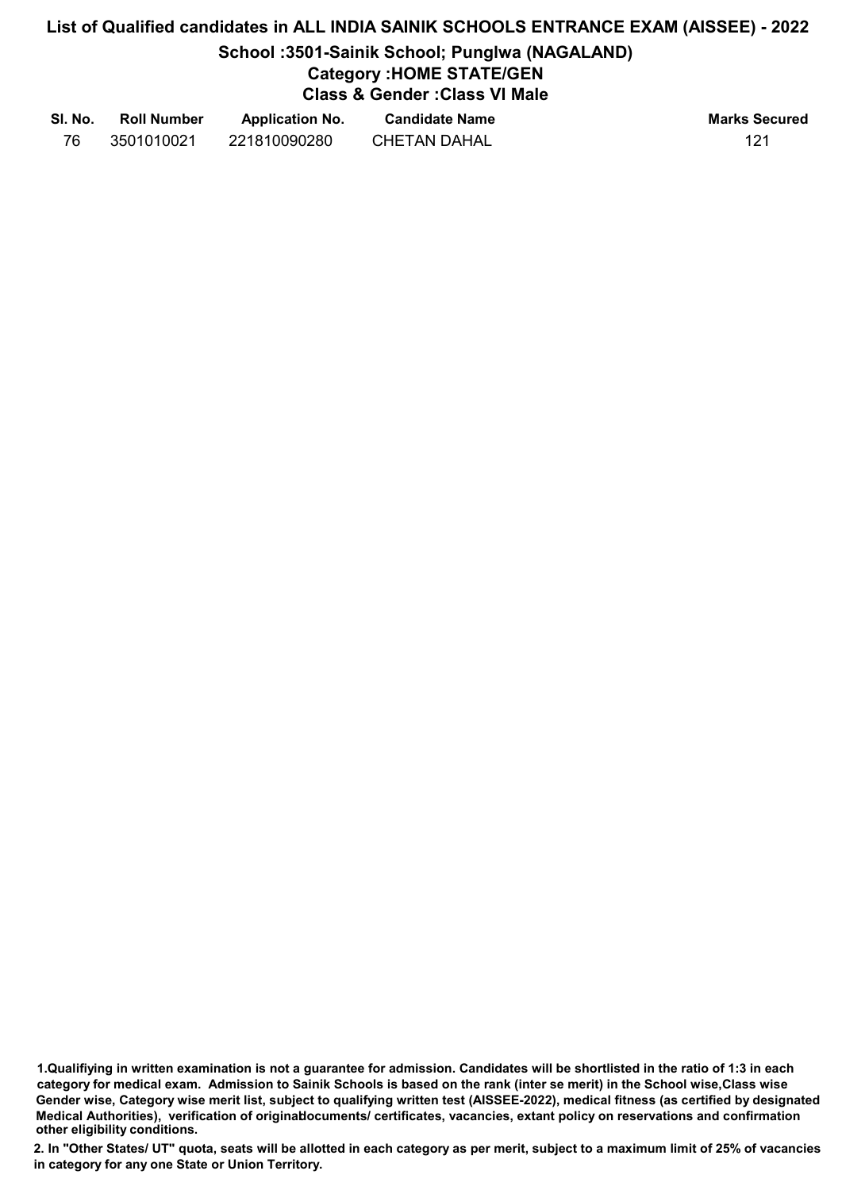# List of Qualified candidates in ALL INDIA SAINIK SCHOOLS ENTRANCE EXAM (AISSEE) - 2022

## School :3501-Sainik School; Punglwa (NAGALAND)

### Category :HOME STATE/GEN

### Class & Gender :Class VI Male

| Sl. No. | Roll Number | Application No. | Candidate Name | Marks Secured |
|---|---|---|---|---|
| 76 | 3501010021 | 221810090280 | CHETAN DAHAL | 121 |

**1.Qualifiying in written examination is not a guarantee for admission. Candidates will be shortlisted in the ratio of 1:3 in each category for medical exam. Admission to Sainik Schools is based on the rank (inter se merit) in the School wise,Class wise Gender wise, Category wise merit list, subject to qualifying written test (AISSEE-2022), medical fitness (as certified by designated Medical Authorities), verification of originaldocuments/ certificates, vacancies, extant policy on reservations and confirmation other eligibility conditions.**

**2. In "Other States/ UT" quota, seats will be allotted in each category as per merit, subject to a maximum limit of 25% of vacancies in category for any one State or Union Territory.**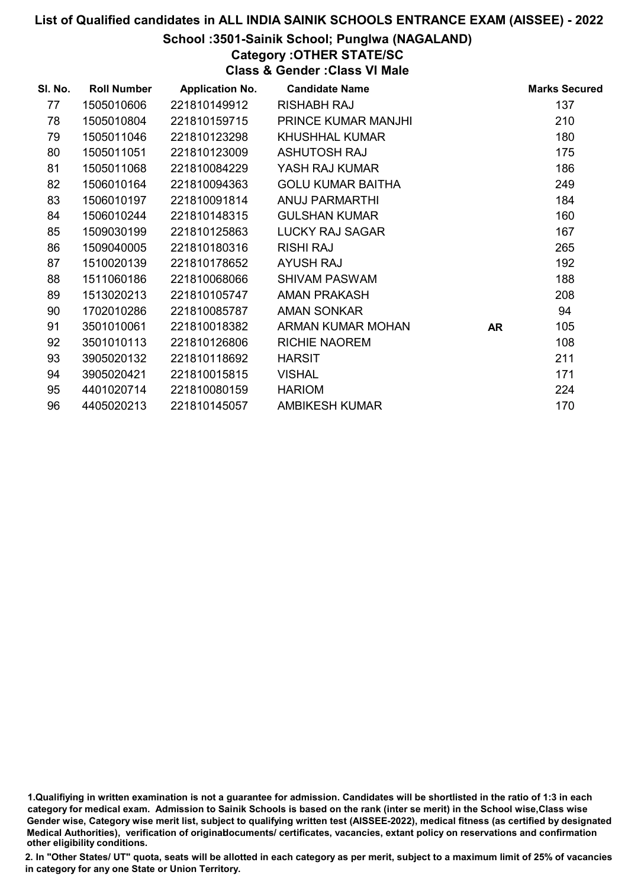# List of Qualified candidates in ALL INDIA SAINIK SCHOOLS ENTRANCE EXAM (AISSEE) - 2022

## School :3501-Sainik School; Punglwa (NAGALAND)

### Category :OTHER STATE/SC

### Class & Gender :Class VI Male

| Sl. No. | Roll Number | Application No. | Candidate Name | | Marks Secured |
|---|---|---|---|---|---|
| 77 | 1505010606 | 221810149912 | RISHABH RAJ | | 137 |
| 78 | 1505010804 | 221810159715 | PRINCE KUMAR MANJHI | | 210 |
| 79 | 1505011046 | 221810123298 | KHUSHHAL KUMAR | | 180 |
| 80 | 1505011051 | 221810123009 | ASHUTOSH RAJ | | 175 |
| 81 | 1505011068 | 221810084229 | YASH RAJ KUMAR | | 186 |
| 82 | 1506010164 | 221810094363 | GOLU KUMAR BAITHA | | 249 |
| 83 | 1506010197 | 221810091814 | ANUJ PARMARTHI | | 184 |
| 84 | 1506010244 | 221810148315 | GULSHAN KUMAR | | 160 |
| 85 | 1509030199 | 221810125863 | LUCKY RAJ SAGAR | | 167 |
| 86 | 1509040005 | 221810180316 | RISHI RAJ | | 265 |
| 87 | 1510020139 | 221810178652 | AYUSH RAJ | | 192 |
| 88 | 1511060186 | 221810068066 | SHIVAM PASWAM | | 188 |
| 89 | 1513020213 | 221810105747 | AMAN PRAKASH | | 208 |
| 90 | 1702010286 | 221810085787 | AMAN SONKAR | | 94 |
| 91 | 3501010061 | 221810018382 | ARMAN KUMAR MOHAN | AR | 105 |
| 92 | 3501010113 | 221810126806 | RICHIE NAOREM | | 108 |
| 93 | 3905020132 | 221810118692 | HARSIT | | 211 |
| 94 | 3905020421 | 221810015815 | VISHAL | | 171 |
| 95 | 4401020714 | 221810080159 | HARIOM | | 224 |
| 96 | 4405020213 | 221810145057 | AMBIKESH KUMAR | | 170 |

1.Qualifiying in written examination is not a guarantee for admission. Candidates will be shortlisted in the ratio of 1:3 in each category for medical exam. Admission to Sainik Schools is based on the rank (inter se merit) in the School wise,Class wise Gender wise, Category wise merit list, subject to qualifying written test (AISSEE-2022), medical fitness (as certified by designated Medical Authorities), verification of originaldocuments/ certificates, vacancies, extant policy on reservations and confirmation other eligibility conditions.

2. In "Other States/ UT" quota, seats will be allotted in each category as per merit, subject to a maximum limit of 25% of vacancies in category for any one State or Union Territory.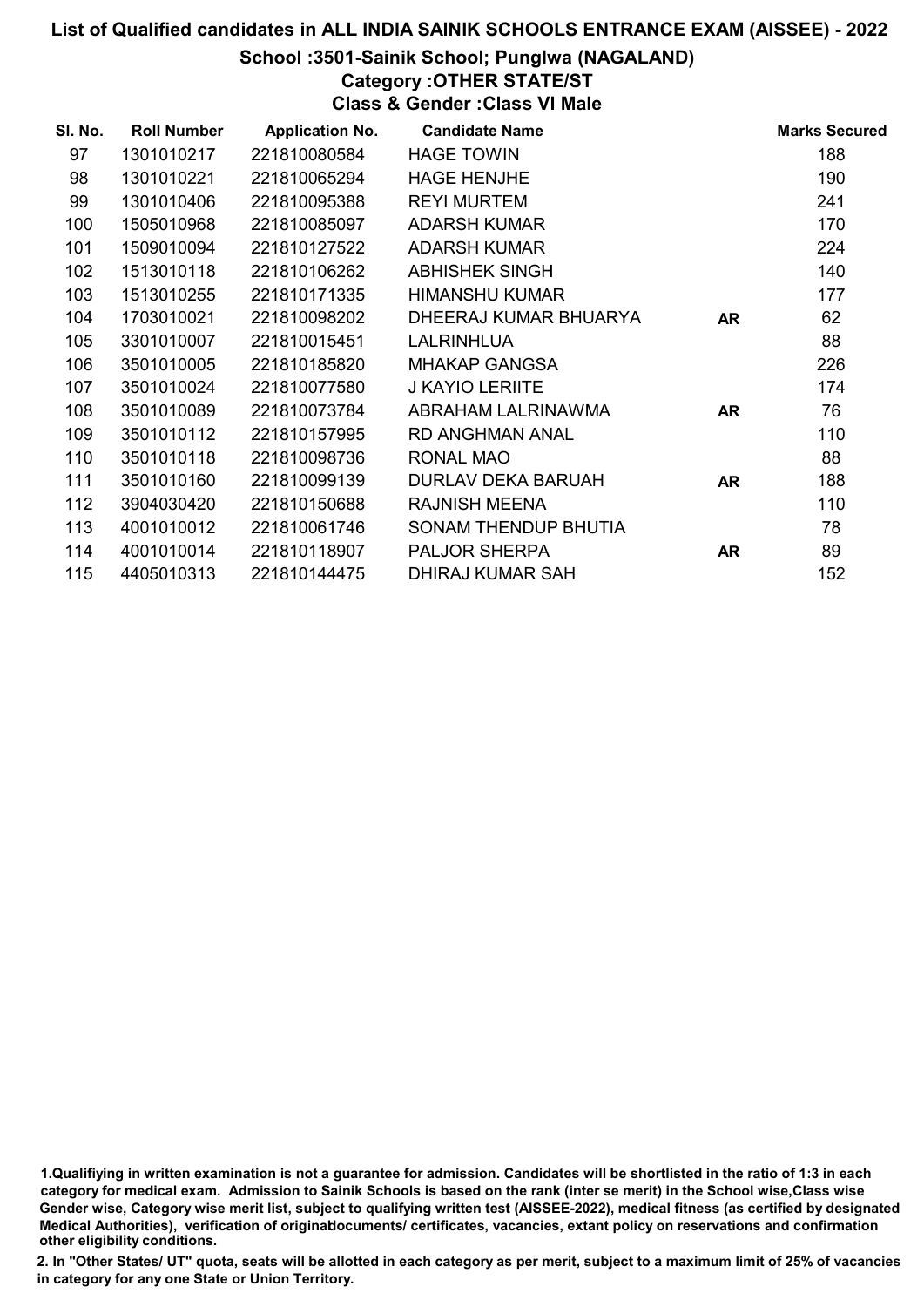# List of Qualified candidates in ALL INDIA SAINIK SCHOOLS ENTRANCE EXAM (AISSEE) - 2022

## School :3501-Sainik School; Punglwa (NAGALAND)

### Category :OTHER STATE/ST

### Class & Gender :Class VI Male

| Sl. No. | Roll Number | Application No. | Candidate Name | | Marks Secured |
|---|---|---|---|---|---|
| 97 | 1301010217 | 221810080584 | HAGE TOWIN | | 188 |
| 98 | 1301010221 | 221810065294 | HAGE HENJHE | | 190 |
| 99 | 1301010406 | 221810095388 | REYI MURTEM | | 241 |
| 100 | 1505010968 | 221810085097 | ADARSH KUMAR | | 170 |
| 101 | 1509010094 | 221810127522 | ADARSH KUMAR | | 224 |
| 102 | 1513010118 | 221810106262 | ABHISHEK SINGH | | 140 |
| 103 | 1513010255 | 221810171335 | HIMANSHU KUMAR | | 177 |
| 104 | 1703010021 | 221810098202 | DHEERAJ KUMAR BHUARYA | AR | 62 |
| 105 | 3301010007 | 221810015451 | LALRINHLUA | | 88 |
| 106 | 3501010005 | 221810185820 | MHAKAP GANGSA | | 226 |
| 107 | 3501010024 | 221810077580 | J KAYIO LERIITE | | 174 |
| 108 | 3501010089 | 221810073784 | ABRAHAM LALRINAWMA | AR | 76 |
| 109 | 3501010112 | 221810157995 | RD ANGHMAN ANAL | | 110 |
| 110 | 3501010118 | 221810098736 | RONAL MAO | | 88 |
| 111 | 3501010160 | 221810099139 | DURLAV DEKA BARUAH | AR | 188 |
| 112 | 3904030420 | 221810150688 | RAJNISH MEENA | | 110 |
| 113 | 4001010012 | 221810061746 | SONAM THENDUP BHUTIA | | 78 |
| 114 | 4001010014 | 221810118907 | PALJOR SHERPA | AR | 89 |
| 115 | 4405010313 | 221810144475 | DHIRAJ KUMAR SAH | | 152 |

1.Qualifiying in written examination is not a guarantee for admission. Candidates will be shortlisted in the ratio of 1:3 in each category for medical exam. Admission to Sainik Schools is based on the rank (inter se merit) in the School wise,Class wise Gender wise, Category wise merit list, subject to qualifying written test (AISSEE-2022), medical fitness (as certified by designated Medical Authorities), verification of originaldocuments/ certificates, vacancies, extant policy on reservations and confirmation other eligibility conditions.

2. In "Other States/ UT" quota, seats will be allotted in each category as per merit, subject to a maximum limit of 25% of vacancies in category for any one State or Union Territory.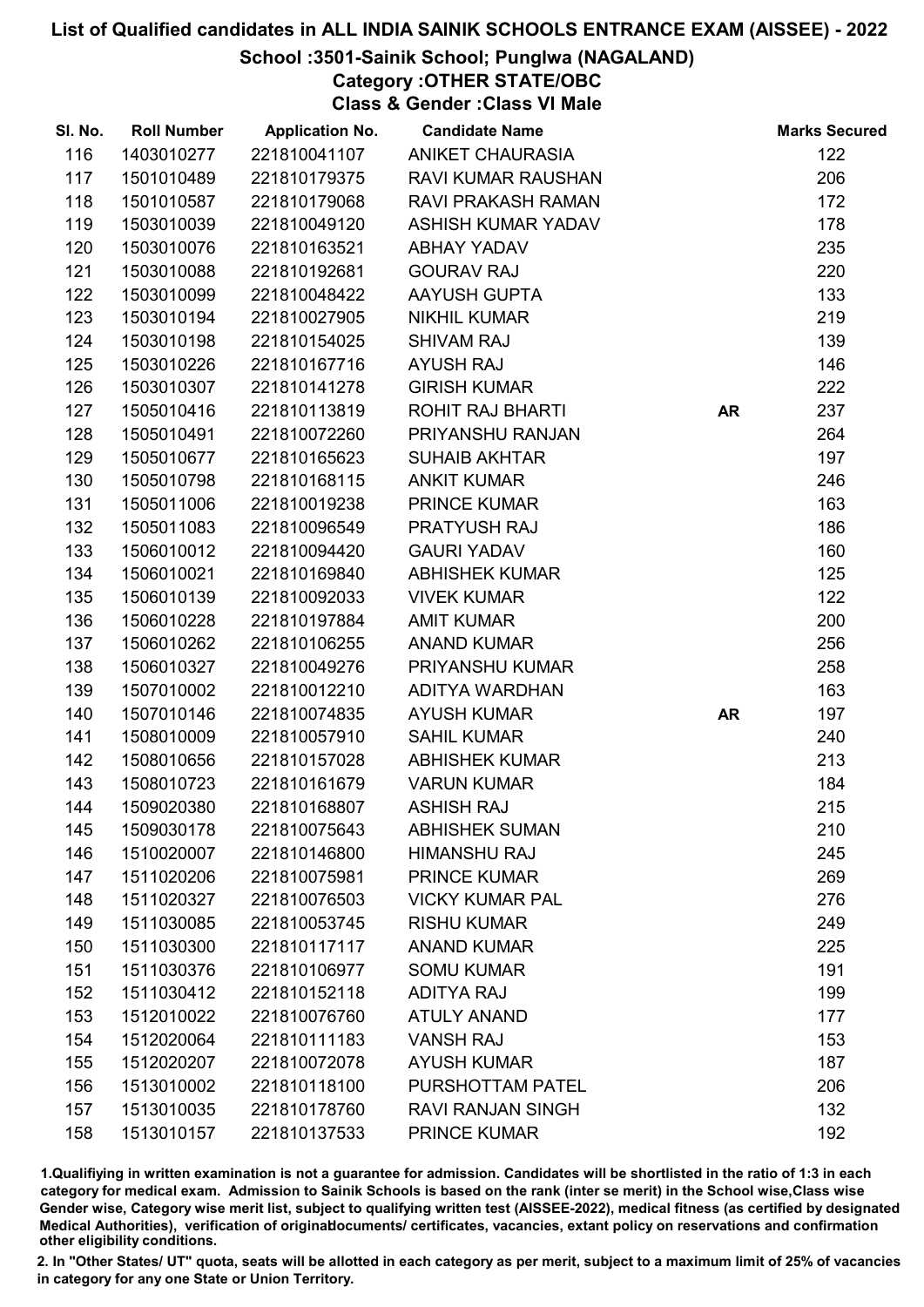# List of Qualified candidates in ALL INDIA SAINIK SCHOOLS ENTRANCE EXAM (AISSEE) - 2022

## School :3501-Sainik School; Punglwa (NAGALAND)

### Category :OTHER STATE/OBC

### Class & Gender :Class VI Male

| Sl. No. | Roll Number | Application No. | Candidate Name | | Marks Secured |
|---|---|---|---|---|---|
| 116 | 1403010277 | 221810041107 | ANIKET CHAURASIA | | 122 |
| 117 | 1501010489 | 221810179375 | RAVI KUMAR RAUSHAN | | 206 |
| 118 | 1501010587 | 221810179068 | RAVI PRAKASH RAMAN | | 172 |
| 119 | 1503010039 | 221810049120 | ASHISH KUMAR YADAV | | 178 |
| 120 | 1503010076 | 221810163521 | ABHAY YADAV | | 235 |
| 121 | 1503010088 | 221810192681 | GOURAV RAJ | | 220 |
| 122 | 1503010099 | 221810048422 | AAYUSH GUPTA | | 133 |
| 123 | 1503010194 | 221810027905 | NIKHIL KUMAR | | 219 |
| 124 | 1503010198 | 221810154025 | SHIVAM RAJ | | 139 |
| 125 | 1503010226 | 221810167716 | AYUSH RAJ | | 146 |
| 126 | 1503010307 | 221810141278 | GIRISH KUMAR | | 222 |
| 127 | 1505010416 | 221810113819 | ROHIT RAJ BHARTI | AR | 237 |
| 128 | 1505010491 | 221810072260 | PRIYANSHU RANJAN | | 264 |
| 129 | 1505010677 | 221810165623 | SUHAIB AKHTAR | | 197 |
| 130 | 1505010798 | 221810168115 | ANKIT KUMAR | | 246 |
| 131 | 1505011006 | 221810019238 | PRINCE KUMAR | | 163 |
| 132 | 1505011083 | 221810096549 | PRATYUSH RAJ | | 186 |
| 133 | 1506010012 | 221810094420 | GAURI YADAV | | 160 |
| 134 | 1506010021 | 221810169840 | ABHISHEK KUMAR | | 125 |
| 135 | 1506010139 | 221810092033 | VIVEK KUMAR | | 122 |
| 136 | 1506010228 | 221810197884 | AMIT KUMAR | | 200 |
| 137 | 1506010262 | 221810106255 | ANAND KUMAR | | 256 |
| 138 | 1506010327 | 221810049276 | PRIYANSHU KUMAR | | 258 |
| 139 | 1507010002 | 221810012210 | ADITYA WARDHAN | | 163 |
| 140 | 1507010146 | 221810074835 | AYUSH KUMAR | AR | 197 |
| 141 | 1508010009 | 221810057910 | SAHIL KUMAR | | 240 |
| 142 | 1508010656 | 221810157028 | ABHISHEK KUMAR | | 213 |
| 143 | 1508010723 | 221810161679 | VARUN KUMAR | | 184 |
| 144 | 1509020380 | 221810168807 | ASHISH RAJ | | 215 |
| 145 | 1509030178 | 221810075643 | ABHISHEK SUMAN | | 210 |
| 146 | 1510020007 | 221810146800 | HIMANSHU RAJ | | 245 |
| 147 | 1511020206 | 221810075981 | PRINCE KUMAR | | 269 |
| 148 | 1511020327 | 221810076503 | VICKY KUMAR PAL | | 276 |
| 149 | 1511030085 | 221810053745 | RISHU KUMAR | | 249 |
| 150 | 1511030300 | 221810117117 | ANAND KUMAR | | 225 |
| 151 | 1511030376 | 221810106977 | SOMU KUMAR | | 191 |
| 152 | 1511030412 | 221810152118 | ADITYA RAJ | | 199 |
| 153 | 1512010022 | 221810076760 | ATULY ANAND | | 177 |
| 154 | 1512020064 | 221810111183 | VANSH RAJ | | 153 |
| 155 | 1512020207 | 221810072078 | AYUSH KUMAR | | 187 |
| 156 | 1513010002 | 221810118100 | PURSHOTTAM PATEL | | 206 |
| 157 | 1513010035 | 221810178760 | RAVI RANJAN SINGH | | 132 |
| 158 | 1513010157 | 221810137533 | PRINCE KUMAR | | 192 |

1.Qualifying in written examination is not a guarantee for admission. Candidates will be shortlisted in the ratio of 1:3 in each category for medical exam. Admission to Sainik Schools is based on the rank (inter se merit) in the School wise,Class wise Gender wise, Category wise merit list, subject to qualifying written test (AISSEE-2022), medical fitness (as certified by designated Medical Authorities), verification of originaldocuments/ certificates, vacancies, extant policy on reservations and confirmation other eligibility conditions.

2. In "Other States/ UT" quota, seats will be allotted in each category as per merit, subject to a maximum limit of 25% of vacancies in category for any one State or Union Territory.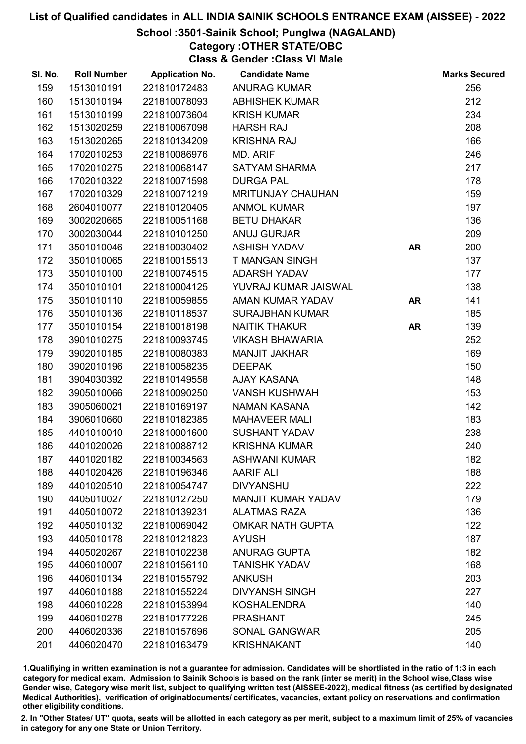# List of Qualified candidates in ALL INDIA SAINIK SCHOOLS ENTRANCE EXAM (AISSEE) - 2022

## School :3501-Sainik School; Punglwa (NAGALAND)

### Category :OTHER STATE/OBC

### Class & Gender :Class VI Male

| Sl. No. | Roll Number | Application No. | Candidate Name | | Marks Secured |
|---|---|---|---|---|---|
| 159 | 1513010191 | 221810172483 | ANURAG KUMAR | | 256 |
| 160 | 1513010194 | 221810078093 | ABHISHEK KUMAR | | 212 |
| 161 | 1513010199 | 221810073604 | KRISH KUMAR | | 234 |
| 162 | 1513020259 | 221810067098 | HARSH RAJ | | 208 |
| 163 | 1513020265 | 221810134209 | KRISHNA RAJ | | 166 |
| 164 | 1702010253 | 221810086976 | MD. ARIF | | 246 |
| 165 | 1702010275 | 221810068147 | SATYAM SHARMA | | 217 |
| 166 | 1702010322 | 221810071598 | DURGA PAL | | 178 |
| 167 | 1702010329 | 221810071219 | MRITUNJAY CHAUHAN | | 159 |
| 168 | 2604010077 | 221810120405 | ANMOL KUMAR | | 197 |
| 169 | 3002020665 | 221810051168 | BETU DHAKAR | | 136 |
| 170 | 3002030044 | 221810101250 | ANUJ GURJAR | | 209 |
| 171 | 3501010046 | 221810030402 | ASHISH YADAV | **AR** | 200 |
| 172 | 3501010065 | 221810015513 | T MANGAN SINGH | | 137 |
| 173 | 3501010100 | 221810074515 | ADARSH YADAV | | 177 |
| 174 | 3501010101 | 221810004125 | YUVRAJ KUMAR JAISWAL | | 138 |
| 175 | 3501010110 | 221810059855 | AMAN KUMAR YADAV | **AR** | 141 |
| 176 | 3501010136 | 221810118537 | SURAJBHAN KUMAR | | 185 |
| 177 | 3501010154 | 221810018198 | NAITIK THAKUR | **AR** | 139 |
| 178 | 3901010275 | 221810093745 | VIKASH BHAWARIA | | 252 |
| 179 | 3902010185 | 221810080383 | MANJIT JAKHAR | | 169 |
| 180 | 3902010196 | 221810058235 | DEEPAK | | 150 |
| 181 | 3904030392 | 221810149558 | AJAY KASANA | | 148 |
| 182 | 3905010066 | 221810090250 | VANSH KUSHWAH | | 153 |
| 183 | 3905060021 | 221810169197 | NAMAN KASANA | | 142 |
| 184 | 3906010660 | 221810182385 | MAHAVEER MALI | | 183 |
| 185 | 4401010010 | 221810001600 | SUSHANT YADAV | | 238 |
| 186 | 4401020026 | 221810088712 | KRISHNA KUMAR | | 240 |
| 187 | 4401020182 | 221810034563 | ASHWANI KUMAR | | 182 |
| 188 | 4401020426 | 221810196346 | AARIF ALI | | 188 |
| 189 | 4401020510 | 221810054747 | DIVYANSHU | | 222 |
| 190 | 4405010027 | 221810127250 | MANJIT KUMAR YADAV | | 179 |
| 191 | 4405010072 | 221810139231 | ALATMAS RAZA | | 136 |
| 192 | 4405010132 | 221810069042 | OMKAR NATH GUPTA | | 122 |
| 193 | 4405010178 | 221810121823 | AYUSH | | 187 |
| 194 | 4405020267 | 221810102238 | ANURAG GUPTA | | 182 |
| 195 | 4406010007 | 221810156110 | TANISHK YADAV | | 168 |
| 196 | 4406010134 | 221810155792 | ANKUSH | | 203 |
| 197 | 4406010188 | 221810155224 | DIVYANSH SINGH | | 227 |
| 198 | 4406010228 | 221810153994 | KOSHALENDRA | | 140 |
| 199 | 4406010278 | 221810177226 | PRASHANT | | 245 |
| 200 | 4406020336 | 221810157696 | SONAL GANGWAR | | 205 |
| 201 | 4406020470 | 221810163479 | KRISHNAKANT | | 140 |

1.Qualifying in written examination is not a guarantee for admission. Candidates will be shortlisted in the ratio of 1:3 in each category for medical exam. Admission to Sainik Schools is based on the rank (inter se merit) in the School wise,Class wise Gender wise, Category wise merit list, subject to qualifying written test (AISSEE-2022), medical fitness (as certified by designated Medical Authorities), verification of originaldocuments/ certificates, vacancies, extant policy on reservations and confirmation other eligibility conditions.

2. In "Other States/ UT" quota, seats will be allotted in each category as per merit, subject to a maximum limit of 25% of vacancies in category for any one State or Union Territory.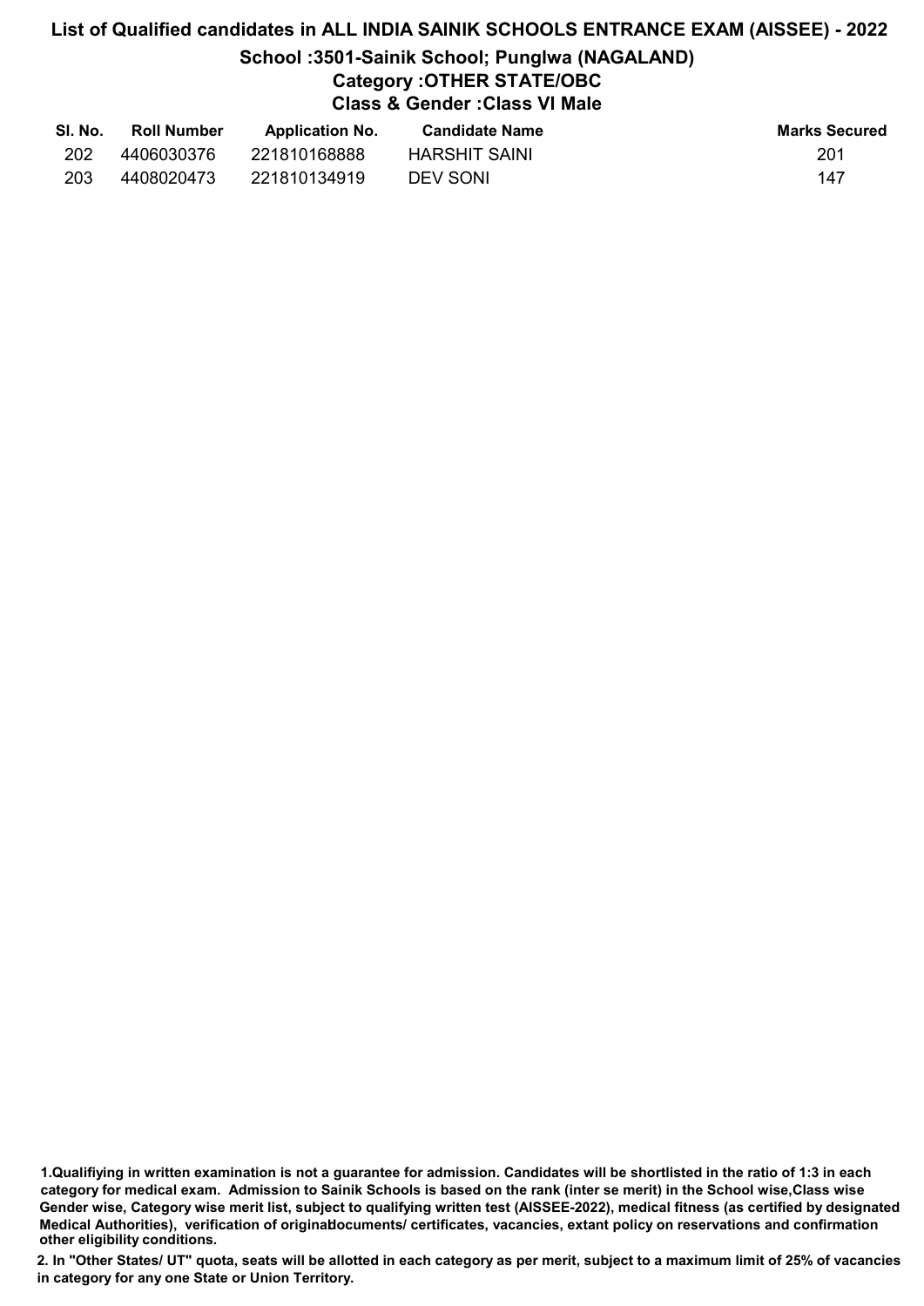# List of Qualified candidates in ALL INDIA SAINIK SCHOOLS ENTRANCE EXAM (AISSEE) - 2022

## School :3501-Sainik School; Punglwa (NAGALAND)

### Category :OTHER STATE/OBC

### Class & Gender :Class VI Male

| Sl. No. | Roll Number | Application No. | Candidate Name | Marks Secured |
|---|---|---|---|---|
| 202 | 4406030376 | 221810168888 | HARSHIT SAINI | 201 |
| 203 | 4408020473 | 221810134919 | DEV SONI | 147 |

**1.Qualifiying in written examination is not a guarantee for admission. Candidates will be shortlisted in the ratio of 1:3 in each category for medical exam. Admission to Sainik Schools is based on the rank (inter se merit) in the School wise,Class wise Gender wise, Category wise merit list, subject to qualifying written test (AISSEE-2022), medical fitness (as certified by designated Medical Authorities), verification of originaldocuments/ certificates, vacancies, extant policy on reservations and confirmation other eligibility conditions.**

**2. In "Other States/ UT" quota, seats will be allotted in each category as per merit, subject to a maximum limit of 25% of vacancies in category for any one State or Union Territory.**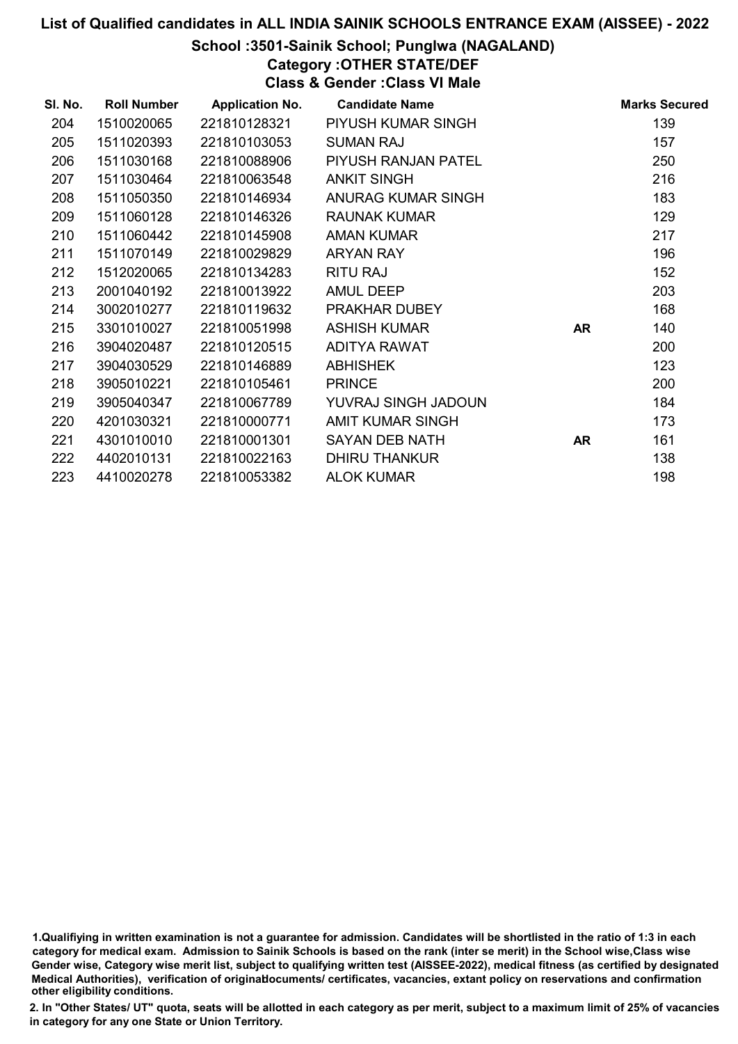# List of Qualified candidates in ALL INDIA SAINIK SCHOOLS ENTRANCE EXAM (AISSEE) - 2022

## School :3501-Sainik School; Punglwa (NAGALAND)

### Category :OTHER STATE/DEF

### Class & Gender :Class VI Male

| Sl. No. | Roll Number | Application No. | Candidate Name | | Marks Secured |
|---|---|---|---|---|---|
| 204 | 1510020065 | 221810128321 | PIYUSH KUMAR SINGH | | 139 |
| 205 | 1511020393 | 221810103053 | SUMAN RAJ | | 157 |
| 206 | 1511030168 | 221810088906 | PIYUSH RANJAN PATEL | | 250 |
| 207 | 1511030464 | 221810063548 | ANKIT SINGH | | 216 |
| 208 | 1511050350 | 221810146934 | ANURAG KUMAR SINGH | | 183 |
| 209 | 1511060128 | 221810146326 | RAUNAK KUMAR | | 129 |
| 210 | 1511060442 | 221810145908 | AMAN KUMAR | | 217 |
| 211 | 1511070149 | 221810029829 | ARYAN RAY | | 196 |
| 212 | 1512020065 | 221810134283 | RITU RAJ | | 152 |
| 213 | 2001040192 | 221810013922 | AMUL DEEP | | 203 |
| 214 | 3002010277 | 221810119632 | PRAKHAR DUBEY | | 168 |
| 215 | 3301010027 | 221810051998 | ASHISH KUMAR | **AR** | 140 |
| 216 | 3904020487 | 221810120515 | ADITYA RAWAT | | 200 |
| 217 | 3904030529 | 221810146889 | ABHISHEK | | 123 |
| 218 | 3905010221 | 221810105461 | PRINCE | | 200 |
| 219 | 3905040347 | 221810067789 | YUVRAJ SINGH JADOUN | | 184 |
| 220 | 4201030321 | 221810000771 | AMIT KUMAR SINGH | | 173 |
| 221 | 4301010010 | 221810001301 | SAYAN DEB NATH | **AR** | 161 |
| 222 | 4402010131 | 221810022163 | DHIRU THANKUR | | 138 |
| 223 | 4410020278 | 221810053382 | ALOK KUMAR | | 198 |

1.Qualifiying in written examination is not a guarantee for admission. Candidates will be shortlisted in the ratio of 1:3 in each category for medical exam. Admission to Sainik Schools is based on the rank (inter se merit) in the School wise,Class wise Gender wise, Category wise merit list, subject to qualifying written test (AISSEE-2022), medical fitness (as certified by designated Medical Authorities), verification of originaldocuments/ certificates, vacancies, extant policy on reservations and confirmation other eligibility conditions.

2. In "Other States/ UT" quota, seats will be allotted in each category as per merit, subject to a maximum limit of 25% of vacancies in category for any one State or Union Territory.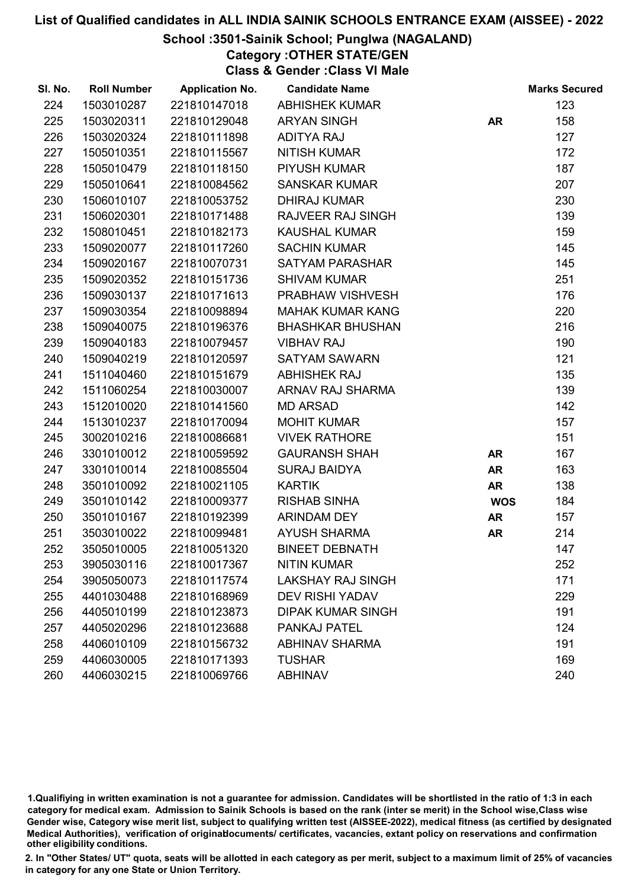# List of Qualified candidates in ALL INDIA SAINIK SCHOOLS ENTRANCE EXAM (AISSEE) - 2022

## School :3501-Sainik School; Punglwa (NAGALAND)

### Category :OTHER STATE/GEN

### Class & Gender :Class VI Male

| Sl. No. | Roll Number | Application No. | Candidate Name | | Marks Secured |
|---|---|---|---|---|---|
| 224 | 1503010287 | 221810147018 | ABHISHEK KUMAR | | 123 |
| 225 | 1503020311 | 221810129048 | ARYAN SINGH | AR | 158 |
| 226 | 1503020324 | 221810111898 | ADITYA RAJ | | 127 |
| 227 | 1505010351 | 221810115567 | NITISH KUMAR | | 172 |
| 228 | 1505010479 | 221810118150 | PIYUSH KUMAR | | 187 |
| 229 | 1505010641 | 221810084562 | SANSKAR KUMAR | | 207 |
| 230 | 1506010107 | 221810053752 | DHIRAJ KUMAR | | 230 |
| 231 | 1506020301 | 221810171488 | RAJVEER RAJ SINGH | | 139 |
| 232 | 1508010451 | 221810182173 | KAUSHAL KUMAR | | 159 |
| 233 | 1509020077 | 221810117260 | SACHIN KUMAR | | 145 |
| 234 | 1509020167 | 221810070731 | SATYAM PARASHAR | | 145 |
| 235 | 1509020352 | 221810151736 | SHIVAM KUMAR | | 251 |
| 236 | 1509030137 | 221810171613 | PRABHAW VISHVESH | | 176 |
| 237 | 1509030354 | 221810098894 | MAHAK KUMAR KANG | | 220 |
| 238 | 1509040075 | 221810196376 | BHASHKAR BHUSHAN | | 216 |
| 239 | 1509040183 | 221810079457 | VIBHAV RAJ | | 190 |
| 240 | 1509040219 | 221810120597 | SATYAM SAWARN | | 121 |
| 241 | 1511040460 | 221810151679 | ABHISHEK RAJ | | 135 |
| 242 | 1511060254 | 221810030007 | ARNAV RAJ SHARMA | | 139 |
| 243 | 1512010020 | 221810141560 | MD ARSAD | | 142 |
| 244 | 1513010237 | 221810170094 | MOHIT KUMAR | | 157 |
| 245 | 3002010216 | 221810086681 | VIVEK RATHORE | | 151 |
| 246 | 3301010012 | 221810059592 | GAURANSH SHAH | AR | 167 |
| 247 | 3301010014 | 221810085504 | SURAJ BAIDYA | AR | 163 |
| 248 | 3501010092 | 221810021105 | KARTIK | AR | 138 |
| 249 | 3501010142 | 221810009377 | RISHAB SINHA | WOS | 184 |
| 250 | 3501010167 | 221810192399 | ARINDAM DEY | AR | 157 |
| 251 | 3503010022 | 221810099481 | AYUSH SHARMA | AR | 214 |
| 252 | 3505010005 | 221810051320 | BINEET DEBNATH | | 147 |
| 253 | 3905030116 | 221810017367 | NITIN KUMAR | | 252 |
| 254 | 3905050073 | 221810117574 | LAKSHAY RAJ SINGH | | 171 |
| 255 | 4401030488 | 221810168969 | DEV RISHI YADAV | | 229 |
| 256 | 4405010199 | 221810123873 | DIPAK KUMAR SINGH | | 191 |
| 257 | 4405020296 | 221810123688 | PANKAJ PATEL | | 124 |
| 258 | 4406010109 | 221810156732 | ABHINAV SHARMA | | 191 |
| 259 | 4406030005 | 221810171393 | TUSHAR | | 169 |
| 260 | 4406030215 | 221810069766 | ABHINAV | | 240 |

1.Qualifiying in written examination is not a guarantee for admission. Candidates will be shortlisted in the ratio of 1:3 in each category for medical exam. Admission to Sainik Schools is based on the rank (inter se merit) in the School wise,Class wise Gender wise, Category wise merit list, subject to qualifying written test (AISSEE-2022), medical fitness (as certified by designated Medical Authorities), verification of originaldocuments/ certificates, vacancies, extant policy on reservations and confirmation other eligibility conditions.

2. In "Other States/ UT" quota, seats will be allotted in each category as per merit, subject to a maximum limit of 25% of vacancies in category for any one State or Union Territory.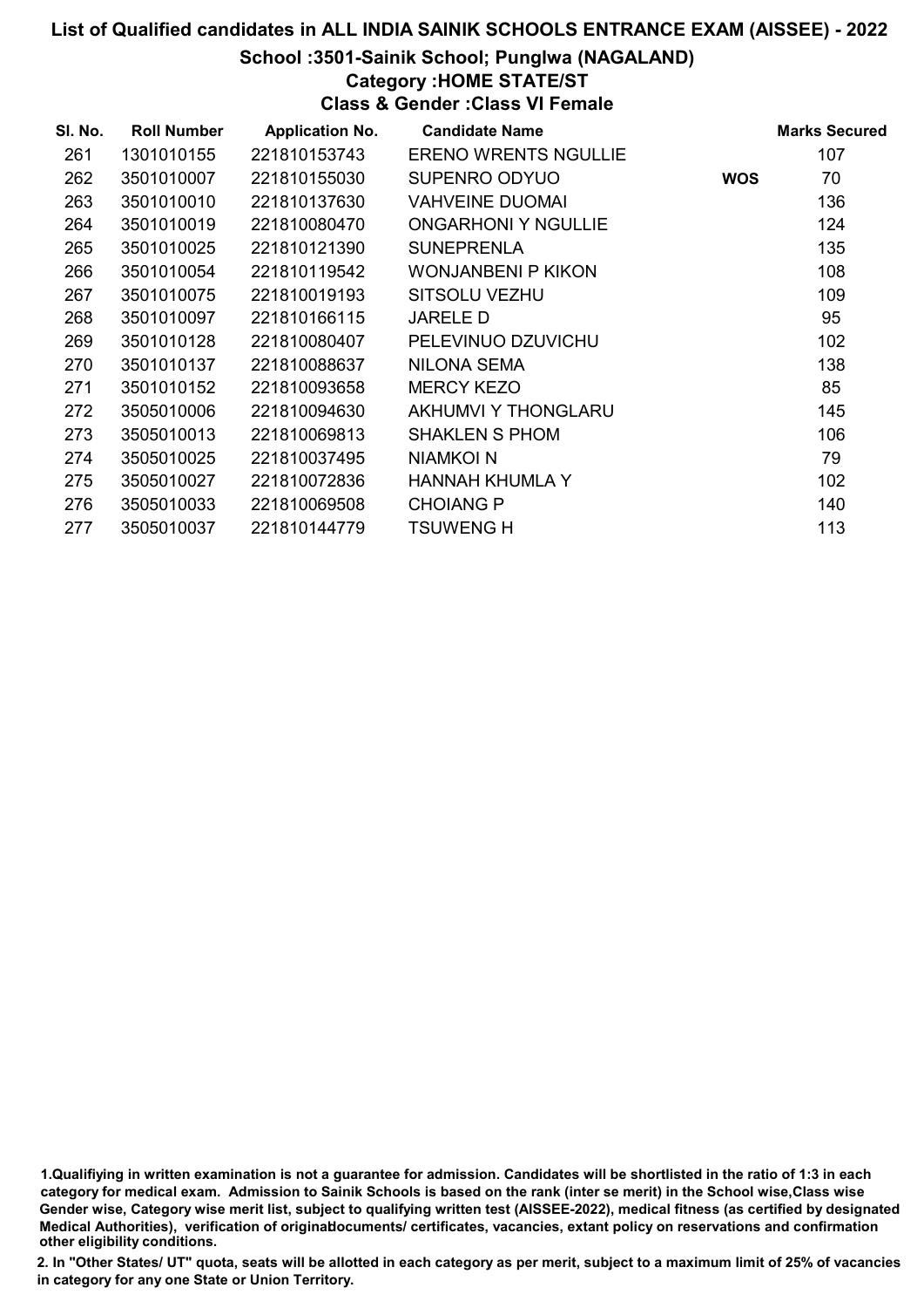# List of Qualified candidates in ALL INDIA SAINIK SCHOOLS ENTRANCE EXAM (AISSEE) - 2022

## School :3501-Sainik School; Punglwa (NAGALAND)

### Category :HOME STATE/ST

### Class & Gender :Class VI Female

| Sl. No. | Roll Number | Application No. | Candidate Name | | Marks Secured |
|---|---|---|---|---|---|
| 261 | 1301010155 | 221810153743 | ERENO WRENTS NGULLIE | | 107 |
| 262 | 3501010007 | 221810155030 | SUPENRO ODYUO | WOS | 70 |
| 263 | 3501010010 | 221810137630 | VAHVEINE DUOMAI | | 136 |
| 264 | 3501010019 | 221810080470 | ONGARHONI Y NGULLIE | | 124 |
| 265 | 3501010025 | 221810121390 | SUNEPRENLA | | 135 |
| 266 | 3501010054 | 221810119542 | WONJANBENI P KIKON | | 108 |
| 267 | 3501010075 | 221810019193 | SITSOLU VEZHU | | 109 |
| 268 | 3501010097 | 221810166115 | JARELE D | | 95 |
| 269 | 3501010128 | 221810080407 | PELEVINUO DZUVICHU | | 102 |
| 270 | 3501010137 | 221810088637 | NILONA SEMA | | 138 |
| 271 | 3501010152 | 221810093658 | MERCY KEZO | | 85 |
| 272 | 3505010006 | 221810094630 | AKHUMVI Y THONGLARU | | 145 |
| 273 | 3505010013 | 221810069813 | SHAKLEN S PHOM | | 106 |
| 274 | 3505010025 | 221810037495 | NIAMKOI N | | 79 |
| 275 | 3505010027 | 221810072836 | HANNAH KHUMLA Y | | 102 |
| 276 | 3505010033 | 221810069508 | CHOIANG P | | 140 |
| 277 | 3505010037 | 221810144779 | TSUWENG H | | 113 |

1.Qualifiying in written examination is not a guarantee for admission. Candidates will be shortlisted in the ratio of 1:3 in each category for medical exam. Admission to Sainik Schools is based on the rank (inter se merit) in the School wise,Class wise Gender wise, Category wise merit list, subject to qualifying written test (AISSEE-2022), medical fitness (as certified by designated Medical Authorities), verification of originaldocuments/ certificates, vacancies, extant policy on reservations and confirmation other eligibility conditions.

2. In "Other States/ UT" quota, seats will be allotted in each category as per merit, subject to a maximum limit of 25% of vacancies in category for any one State or Union Territory.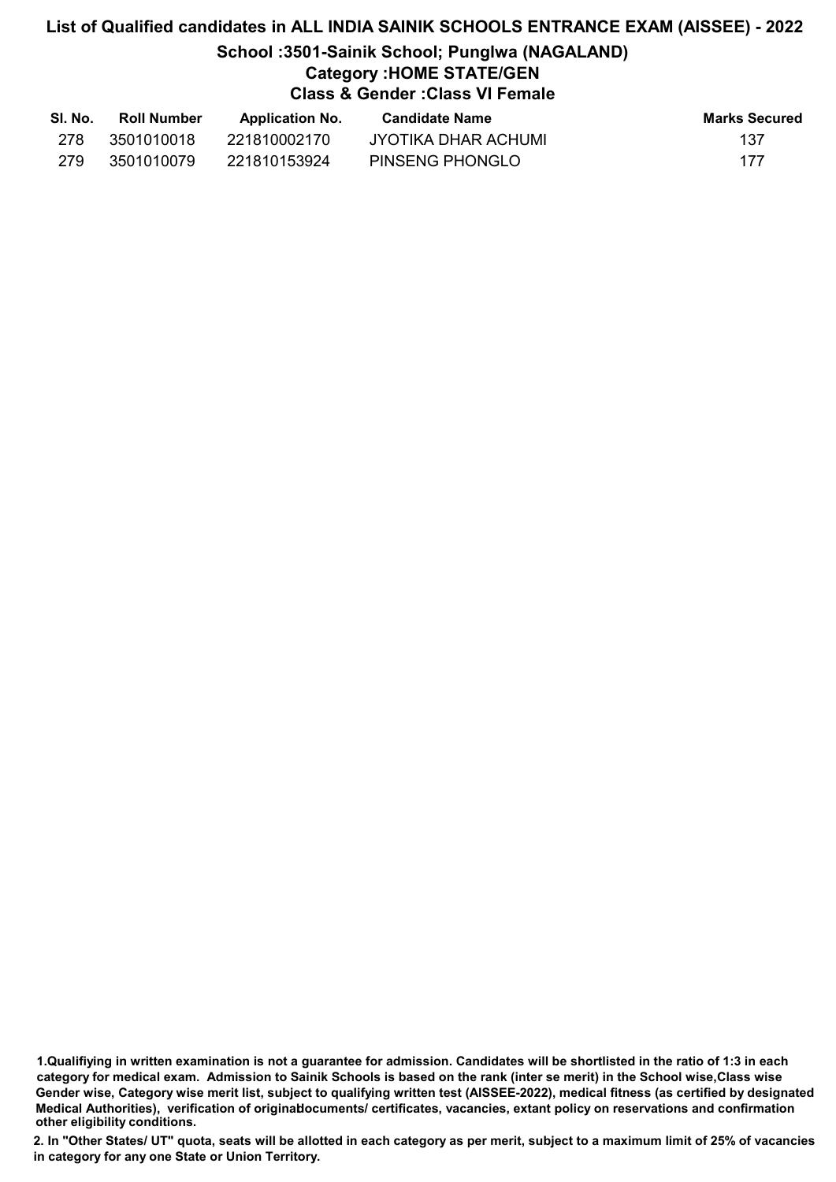# List of Qualified candidates in ALL INDIA SAINIK SCHOOLS ENTRANCE EXAM (AISSEE) - 2022

## School :3501-Sainik School; Punglwa (NAGALAND)

### Category :HOME STATE/GEN

### Class & Gender :Class VI Female

| Sl. No. | Roll Number | Application No. | Candidate Name | Marks Secured |
|---|---|---|---|---|
| 278 | 3501010018 | 221810002170 | JYOTIKA DHAR ACHUMI | 137 |
| 279 | 3501010079 | 221810153924 | PINSENG PHONGLO | 177 |

**1.Qualifiying in written examination is not a guarantee for admission. Candidates will be shortlisted in the ratio of 1:3 in each category for medical exam. Admission to Sainik Schools is based on the rank (inter se merit) in the School wise,Class wise Gender wise, Category wise merit list, subject to qualifying written test (AISSEE-2022), medical fitness (as certified by designated Medical Authorities), verification of originaldocuments/ certificates, vacancies, extant policy on reservations and confirmation other eligibility conditions.**

**2. In "Other States/ UT" quota, seats will be allotted in each category as per merit, subject to a maximum limit of 25% of vacancies in category for any one State or Union Territory.**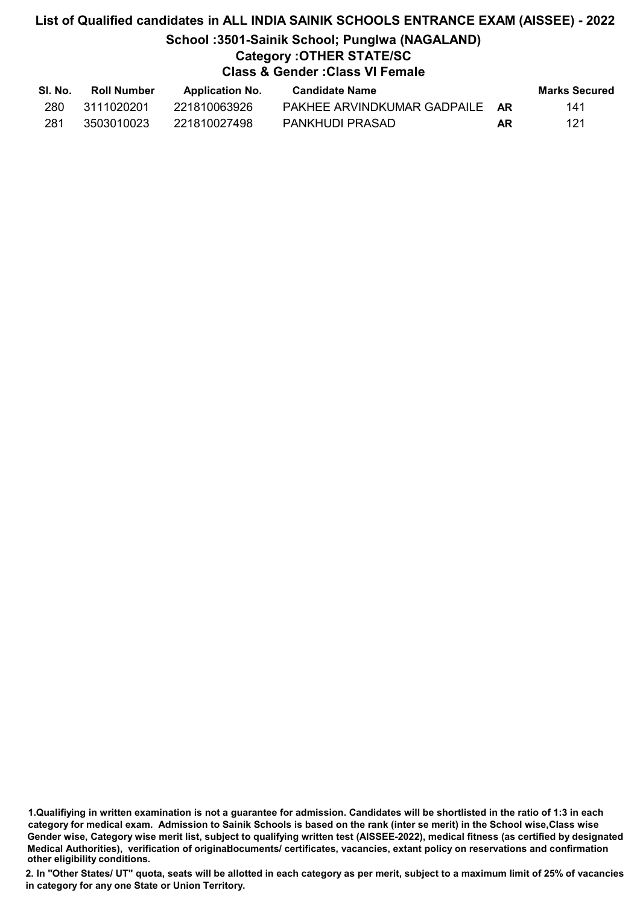# List of Qualified candidates in ALL INDIA SAINIK SCHOOLS ENTRANCE EXAM (AISSEE) - 2022

## School :3501-Sainik School; Punglwa (NAGALAND)

### Category :OTHER STATE/SC

### Class & Gender :Class VI Female

| Sl. No. | Roll Number | Application No. | Candidate Name | | Marks Secured |
|---|---|---|---|---|---|
| 280 | 3111020201 | 221810063926 | PAKHEE ARVINDKUMAR GADPAILE | AR | 141 |
| 281 | 3503010023 | 221810027498 | PANKHUDI PRASAD | AR | 121 |

1.Qualifiying in written examination is not a guarantee for admission. Candidates will be shortlisted in the ratio of 1:3 in each category for medical exam. Admission to Sainik Schools is based on the rank (inter se merit) in the School wise,Class wise Gender wise, Category wise merit list, subject to qualifying written test (AISSEE-2022), medical fitness (as certified by designated Medical Authorities), verification of originaldocuments/ certificates, vacancies, extant policy on reservations and confirmation other eligibility conditions.

2. In "Other States/ UT" quota, seats will be allotted in each category as per merit, subject to a maximum limit of 25% of vacancies in category for any one State or Union Territory.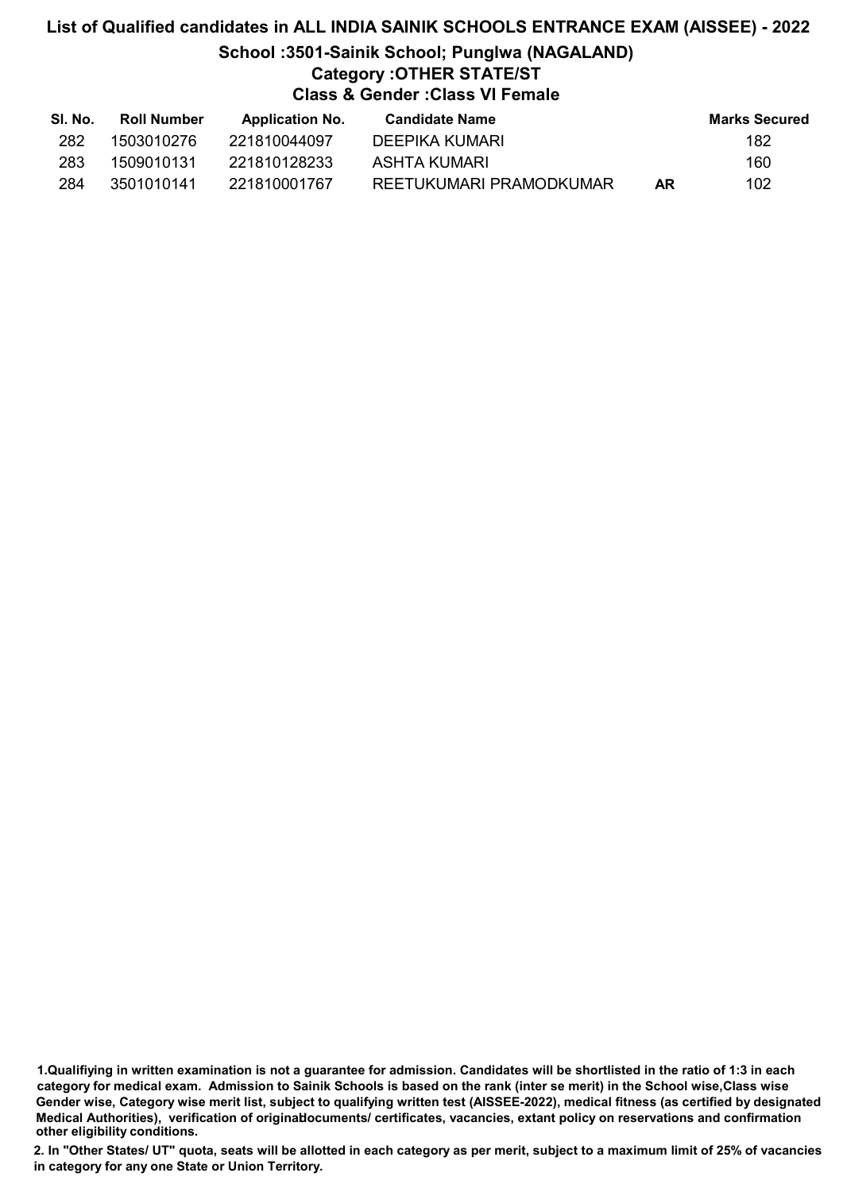# List of Qualified candidates in ALL INDIA SAINIK SCHOOLS ENTRANCE EXAM (AISSEE) - 2022

## School :3501-Sainik School; Punglwa (NAGALAND)

### Category :OTHER STATE/ST

### Class & Gender :Class VI Female

| Sl. No. | Roll Number | Application No. | Candidate Name | | Marks Secured |
|---|---|---|---|---|---|
| 282 | 1503010276 | 221810044097 | DEEPIKA KUMARI | | 182 |
| 283 | 1509010131 | 221810128233 | ASHTA KUMARI | | 160 |
| 284 | 3501010141 | 221810001767 | REETUKUMARI PRAMODKUMAR | AR | 102 |

1.Qualifiying in written examination is not a guarantee for admission. Candidates will be shortlisted in the ratio of 1:3 in each category for medical exam. Admission to Sainik Schools is based on the rank (inter se merit) in the School wise,Class wise Gender wise, Category wise merit list, subject to qualifying written test (AISSEE-2022), medical fitness (as certified by designated Medical Authorities), verification of originaldocuments/ certificates, vacancies, extant policy on reservations and confirmation other eligibility conditions.

2. In "Other States/ UT" quota, seats will be allotted in each category as per merit, subject to a maximum limit of 25% of vacancies in category for any one State or Union Territory.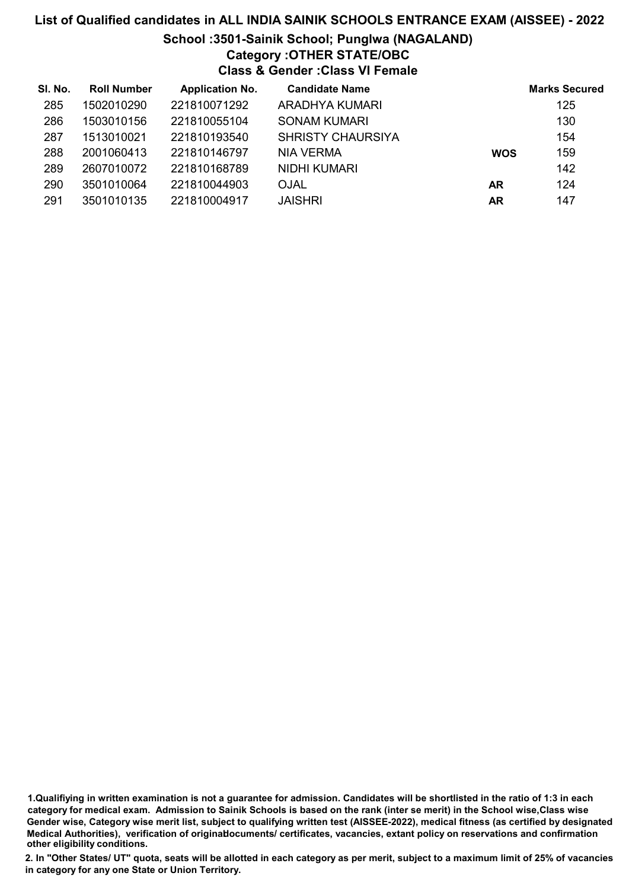# List of Qualified candidates in ALL INDIA SAINIK SCHOOLS ENTRANCE EXAM (AISSEE) - 2022

## School :3501-Sainik School; Punglwa (NAGALAND)

### Category :OTHER STATE/OBC

### Class & Gender :Class VI Female

| Sl. No. | Roll Number | Application No. | Candidate Name | | Marks Secured |
|---|---|---|---|---|---|
| 285 | 1502010290 | 221810071292 | ARADHYA KUMARI | | 125 |
| 286 | 1503010156 | 221810055104 | SONAM KUMARI | | 130 |
| 287 | 1513010021 | 221810193540 | SHRISTY CHAURSIYA | | 154 |
| 288 | 2001060413 | 221810146797 | NIA VERMA | **WOS** | 159 |
| 289 | 2607010072 | 221810168789 | NIDHI KUMARI | | 142 |
| 290 | 3501010064 | 221810044903 | OJAL | **AR** | 124 |
| 291 | 3501010135 | 221810004917 | JAISHRI | **AR** | 147 |

**1.Qualifiying in written examination is not a guarantee for admission. Candidates will be shortlisted in the ratio of 1:3 in each category for medical exam. Admission to Sainik Schools is based on the rank (inter se merit) in the School wise,Class wise Gender wise, Category wise merit list, subject to qualifying written test (AISSEE-2022), medical fitness (as certified by designated Medical Authorities), verification of originaldocuments/ certificates, vacancies, extant policy on reservations and confirmation other eligibility conditions.**

**2. In "Other States/ UT" quota, seats will be allotted in each category as per merit, subject to a maximum limit of 25% of vacancies in category for any one State or Union Territory.**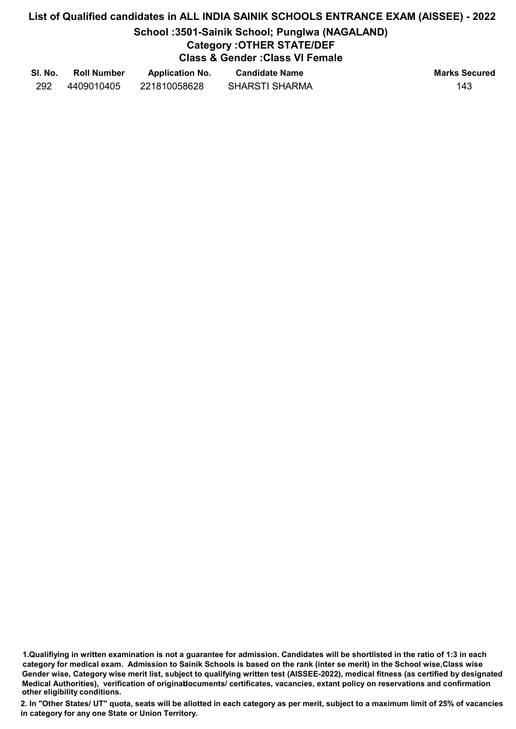# List of Qualified candidates in ALL INDIA SAINIK SCHOOLS ENTRANCE EXAM (AISSEE) - 2022

## School :3501-Sainik School; Punglwa (NAGALAND)

### Category :OTHER STATE/DEF

### Class & Gender :Class VI Female

| Sl. No. | Roll Number | Application No. | Candidate Name | Marks Secured |
|---|---|---|---|---|
| 292 | 4409010405 | 221810058628 | SHARSTI SHARMA | 143 |

**1.Qualifiying in written examination is not a guarantee for admission. Candidates will be shortlisted in the ratio of 1:3 in each category for medical exam. Admission to Sainik Schools is based on the rank (inter se merit) in the School wise,Class wise Gender wise, Category wise merit list, subject to qualifying written test (AISSEE-2022), medical fitness (as certified by designated Medical Authorities), verification of originaldocuments/ certificates, vacancies, extant policy on reservations and confirmation other eligibility conditions.**

**2. In "Other States/ UT" quota, seats will be allotted in each category as per merit, subject to a maximum limit of 25% of vacancies in category for any one State or Union Territory.**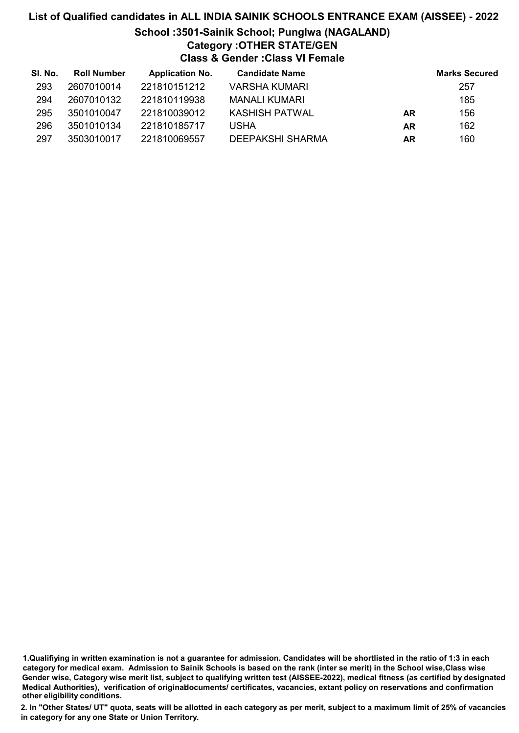# List of Qualified candidates in ALL INDIA SAINIK SCHOOLS ENTRANCE EXAM (AISSEE) - 2022

## School :3501-Sainik School; Punglwa (NAGALAND)

### Category :OTHER STATE/GEN

### Class & Gender :Class VI Female

| Sl. No. | Roll Number | Application No. | Candidate Name | | Marks Secured |
|---|---|---|---|---|---|
| 293 | 2607010014 | 221810151212 | VARSHA KUMARI | | 257 |
| 294 | 2607010132 | 221810119938 | MANALI KUMARI | | 185 |
| 295 | 3501010047 | 221810039012 | KASHISH PATWAL | **AR** | 156 |
| 296 | 3501010134 | 221810185717 | USHA | **AR** | 162 |
| 297 | 3503010017 | 221810069557 | DEEPAKSHI SHARMA | **AR** | 160 |

**1.Qualifiying in written examination is not a guarantee for admission. Candidates will be shortlisted in the ratio of 1:3 in each category for medical exam. Admission to Sainik Schools is based on the rank (inter se merit) in the School wise,Class wise Gender wise, Category wise merit list, subject to qualifying written test (AISSEE-2022), medical fitness (as certified by designated Medical Authorities), verification of originaldocuments/ certificates, vacancies, extant policy on reservations and confirmation other eligibility conditions.**

**2. In "Other States/ UT" quota, seats will be allotted in each category as per merit, subject to a maximum limit of 25% of vacancies in category for any one State or Union Territory.**